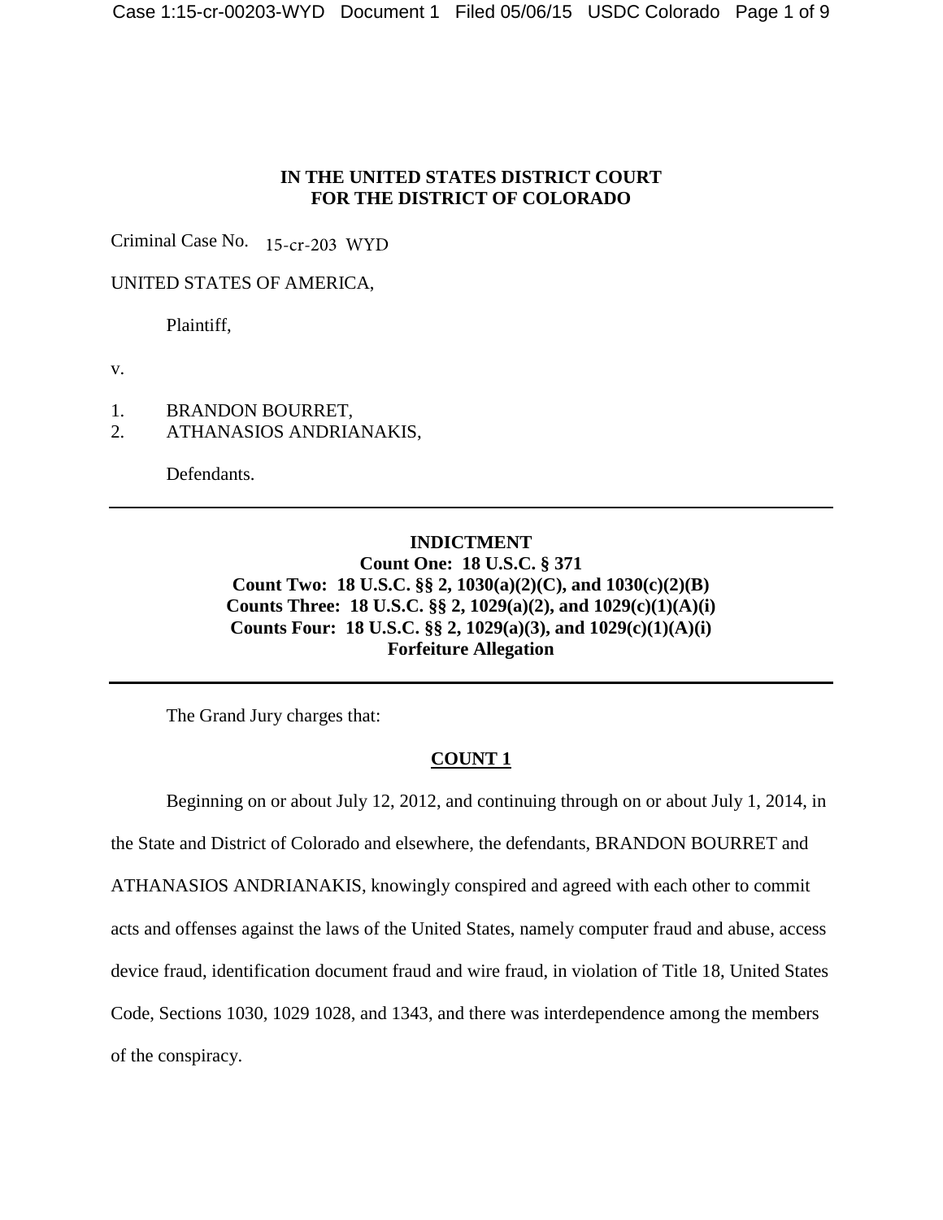**IN THE UNITED STATES DISTRICT COURT**
**FOR THE DISTRICT OF COLORADO**

Criminal Case No. 15-cr-203 WYD

UNITED STATES OF AMERICA,

Plaintiff,

v.

1. BRANDON BOURRET,
2. ATHANASIOS ANDRIANAKIS,

Defendants.

---

**INDICTMENT**
**Count One: 18 U.S.C. § 371**
**Count Two: 18 U.S.C. §§ 2, 1030(a)(2)(C), and 1030(c)(2)(B)**
**Counts Three: 18 U.S.C. §§ 2, 1029(a)(2), and 1029(c)(1)(A)(i)**
**Counts Four: 18 U.S.C. §§ 2, 1029(a)(3), and 1029(c)(1)(A)(i)**
**Forfeiture Allegation**

---

The Grand Jury charges that:

**COUNT 1**

Beginning on or about July 12, 2012, and continuing through on or about July 1, 2014, in the State and District of Colorado and elsewhere, the defendants, BRANDON BOURRET and ATHANASIOS ANDRIANAKIS, knowingly conspired and agreed with each other to commit acts and offenses against the laws of the United States, namely computer fraud and abuse, access device fraud, identification document fraud and wire fraud, in violation of Title 18, United States Code, Sections 1030, 1029 1028, and 1343, and there was interdependence among the members of the conspiracy.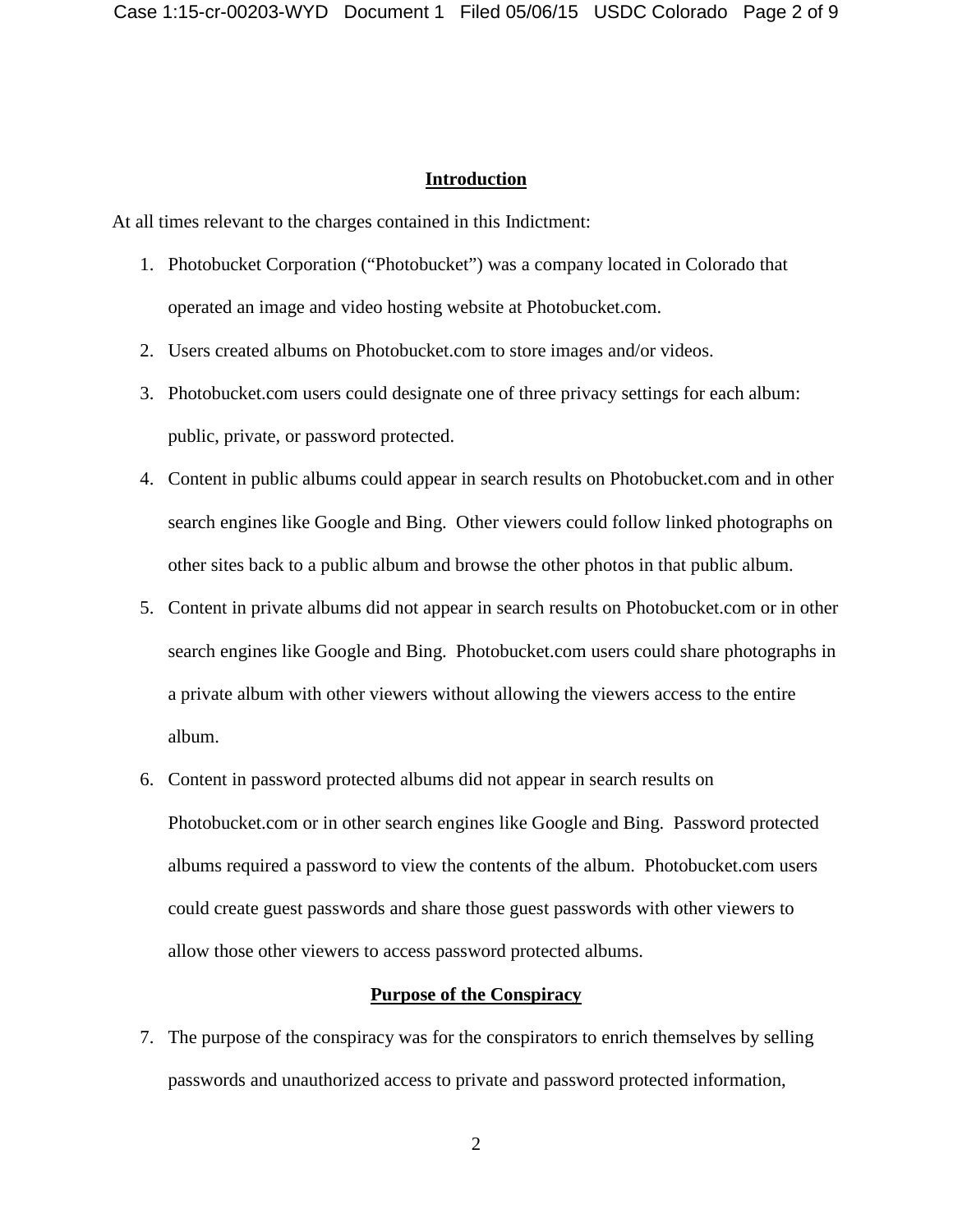## Introduction

At all times relevant to the charges contained in this Indictment:

1. Photobucket Corporation ("Photobucket") was a company located in Colorado that operated an image and video hosting website at Photobucket.com.
2. Users created albums on Photobucket.com to store images and/or videos.
3. Photobucket.com users could designate one of three privacy settings for each album: public, private, or password protected.
4. Content in public albums could appear in search results on Photobucket.com and in other search engines like Google and Bing. Other viewers could follow linked photographs on other sites back to a public album and browse the other photos in that public album.
5. Content in private albums did not appear in search results on Photobucket.com or in other search engines like Google and Bing. Photobucket.com users could share photographs in a private album with other viewers without allowing the viewers access to the entire album.
6. Content in password protected albums did not appear in search results on Photobucket.com or in other search engines like Google and Bing. Password protected albums required a password to view the contents of the album. Photobucket.com users could create guest passwords and share those guest passwords with other viewers to allow those other viewers to access password protected albums.

## Purpose of the Conspiracy

7. The purpose of the conspiracy was for the conspirators to enrich themselves by selling passwords and unauthorized access to private and password protected information,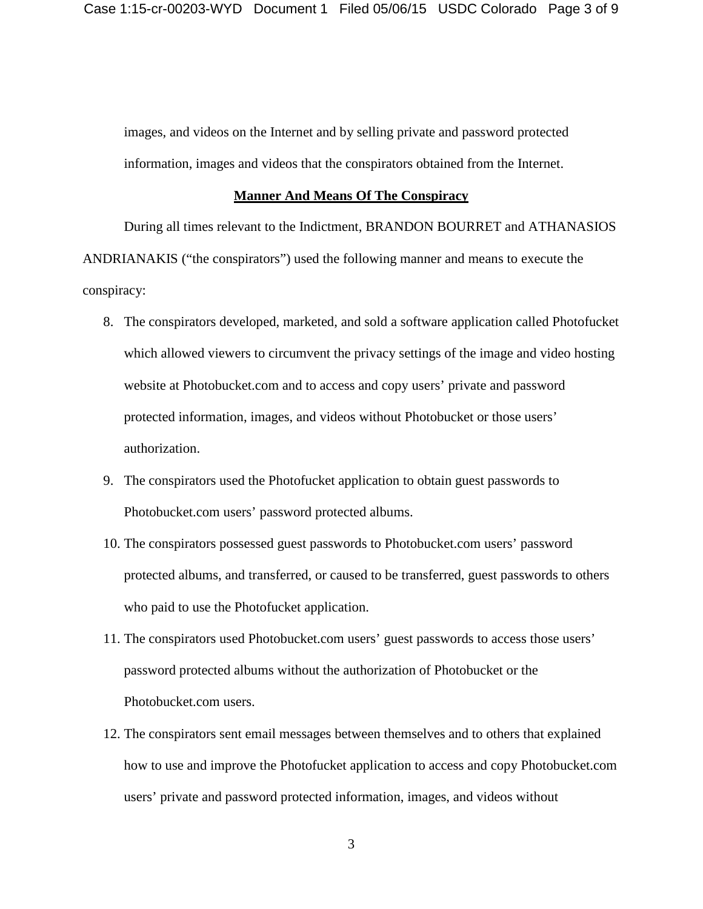images, and videos on the Internet and by selling private and password protected information, images and videos that the conspirators obtained from the Internet.

## Manner And Means Of The Conspiracy

During all times relevant to the Indictment, BRANDON BOURRET and ATHANASIOS ANDRIANAKIS ("the conspirators") used the following manner and means to execute the conspiracy:

8. The conspirators developed, marketed, and sold a software application called Photofucket which allowed viewers to circumvent the privacy settings of the image and video hosting website at Photobucket.com and to access and copy users' private and password protected information, images, and videos without Photobucket or those users' authorization.
9. The conspirators used the Photofucket application to obtain guest passwords to Photobucket.com users' password protected albums.
10. The conspirators possessed guest passwords to Photobucket.com users' password protected albums, and transferred, or caused to be transferred, guest passwords to others who paid to use the Photofucket application.
11. The conspirators used Photobucket.com users' guest passwords to access those users' password protected albums without the authorization of Photobucket or the Photobucket.com users.
12. The conspirators sent email messages between themselves and to others that explained how to use and improve the Photofucket application to access and copy Photobucket.com users' private and password protected information, images, and videos without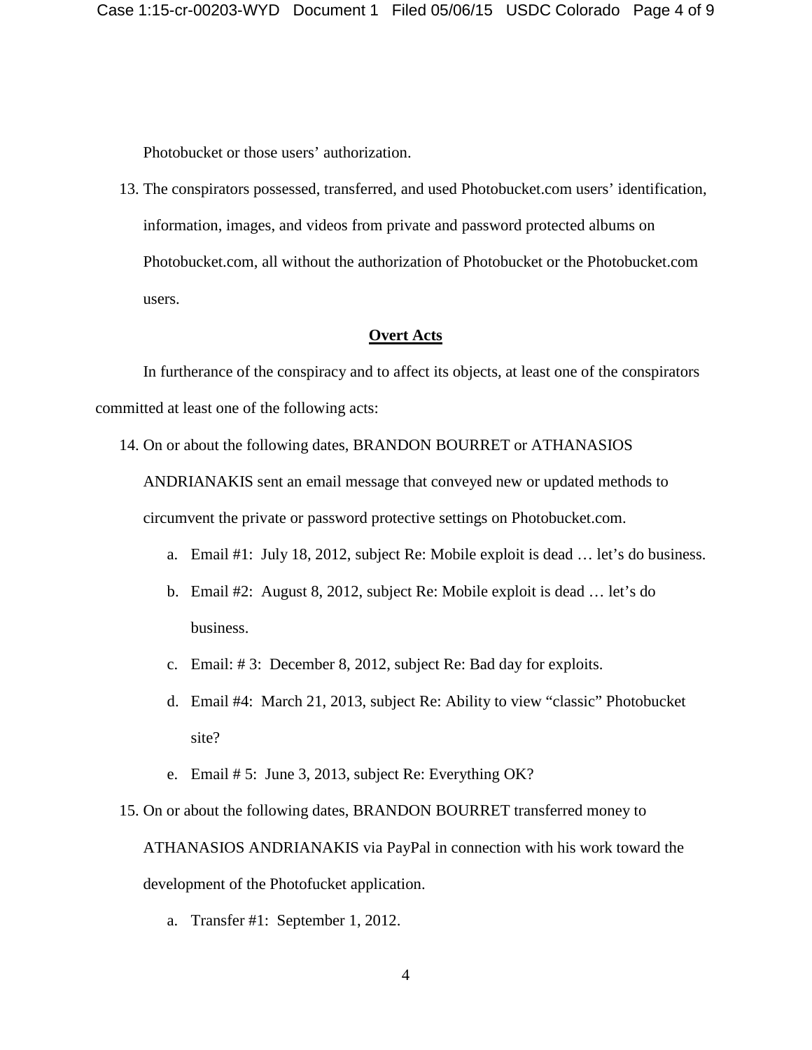Photobucket or those users' authorization.

13. The conspirators possessed, transferred, and used Photobucket.com users' identification, information, images, and videos from private and password protected albums on Photobucket.com, all without the authorization of Photobucket or the Photobucket.com users.

**Overt Acts**

In furtherance of the conspiracy and to affect its objects, at least one of the conspirators committed at least one of the following acts:

14. On or about the following dates, BRANDON BOURRET or ATHANASIOS ANDRIANAKIS sent an email message that conveyed new or updated methods to circumvent the private or password protective settings on Photobucket.com.

    a. Email #1: July 18, 2012, subject Re: Mobile exploit is dead … let's do business.

    b. Email #2: August 8, 2012, subject Re: Mobile exploit is dead … let's do business.

    c. Email: # 3: December 8, 2012, subject Re: Bad day for exploits.

    d. Email #4: March 21, 2013, subject Re: Ability to view "classic" Photobucket site?

    e. Email # 5: June 3, 2013, subject Re: Everything OK?

15. On or about the following dates, BRANDON BOURRET transferred money to ATHANASIOS ANDRIANAKIS via PayPal in connection with his work toward the development of the Photofucket application.

    a. Transfer #1: September 1, 2012.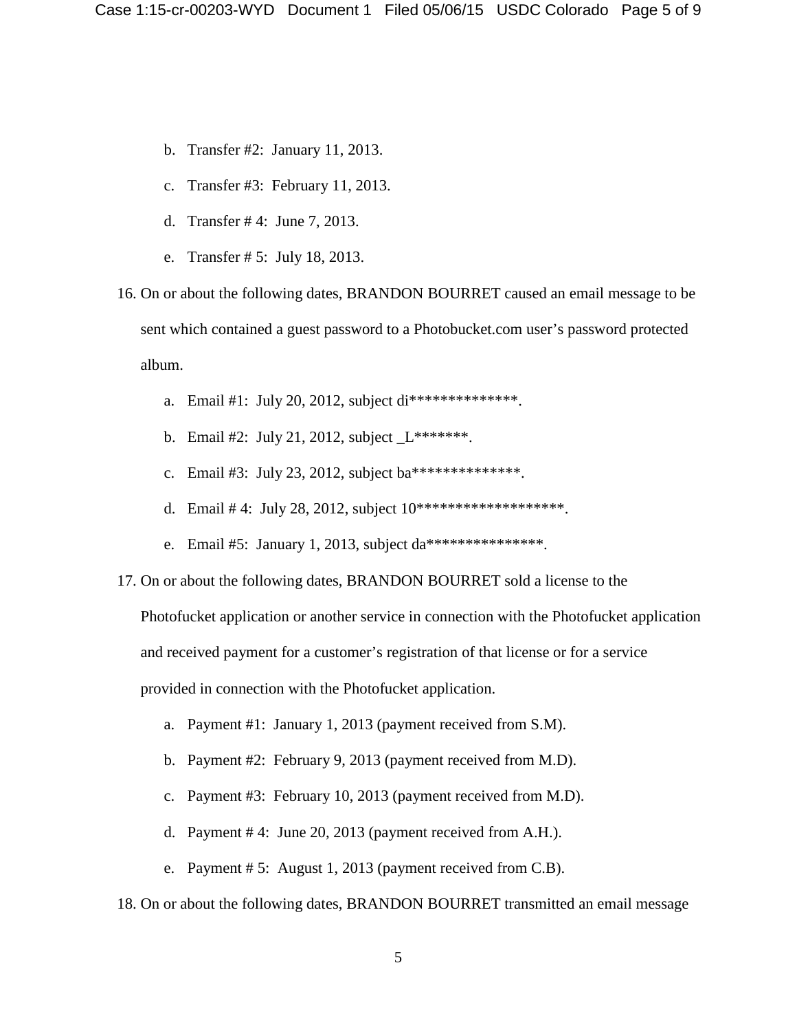b. Transfer #2: January 11, 2013.

c. Transfer #3: February 11, 2013.

d. Transfer # 4: June 7, 2013.

e. Transfer # 5: July 18, 2013.

16. On or about the following dates, BRANDON BOURRET caused an email message to be sent which contained a guest password to a Photobucket.com user's password protected album.

    a. Email #1: July 20, 2012, subject di***************.

    b. Email #2: July 21, 2012, subject _L*******.

    c. Email #3: July 23, 2012, subject ba***************.

    d. Email # 4: July 28, 2012, subject 10********************.

    e. Email #5: January 1, 2013, subject da****************.

17. On or about the following dates, BRANDON BOURRET sold a license to the Photofucket application or another service in connection with the Photofucket application and received payment for a customer's registration of that license or for a service provided in connection with the Photofucket application.

    a. Payment #1: January 1, 2013 (payment received from S.M).

    b. Payment #2: February 9, 2013 (payment received from M.D).

    c. Payment #3: February 10, 2013 (payment received from M.D).

    d. Payment # 4: June 20, 2013 (payment received from A.H.).

    e. Payment # 5: August 1, 2013 (payment received from C.B).

18. On or about the following dates, BRANDON BOURRET transmitted an email message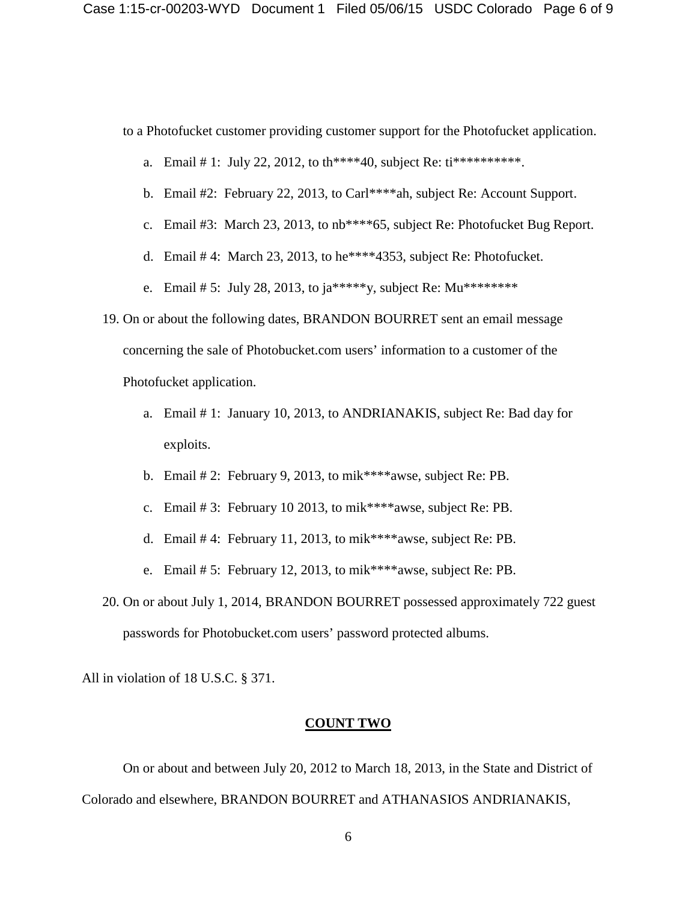to a Photofucket customer providing customer support for the Photofucket application.

a. Email # 1: July 22, 2012, to th****40, subject Re: ti**********.

b. Email #2: February 22, 2013, to Carl****ah, subject Re: Account Support.

c. Email #3: March 23, 2013, to nb****65, subject Re: Photofucket Bug Report.

d. Email # 4: March 23, 2013, to he****4353, subject Re: Photofucket.

e. Email # 5: July 28, 2013, to ja*****y, subject Re: Mu********

19. On or about the following dates, BRANDON BOURRET sent an email message concerning the sale of Photobucket.com users' information to a customer of the Photofucket application.

a. Email # 1: January 10, 2013, to ANDRIANAKIS, subject Re: Bad day for exploits.

b. Email # 2: February 9, 2013, to mik****awse, subject Re: PB.

c. Email # 3: February 10 2013, to mik****awse, subject Re: PB.

d. Email # 4: February 11, 2013, to mik****awse, subject Re: PB.

e. Email # 5: February 12, 2013, to mik****awse, subject Re: PB.

20. On or about July 1, 2014, BRANDON BOURRET possessed approximately 722 guest passwords for Photobucket.com users' password protected albums.

All in violation of 18 U.S.C. § 371.

## COUNT TWO

On or about and between July 20, 2012 to March 18, 2013, in the State and District of Colorado and elsewhere, BRANDON BOURRET and ATHANASIOS ANDRIANAKIS,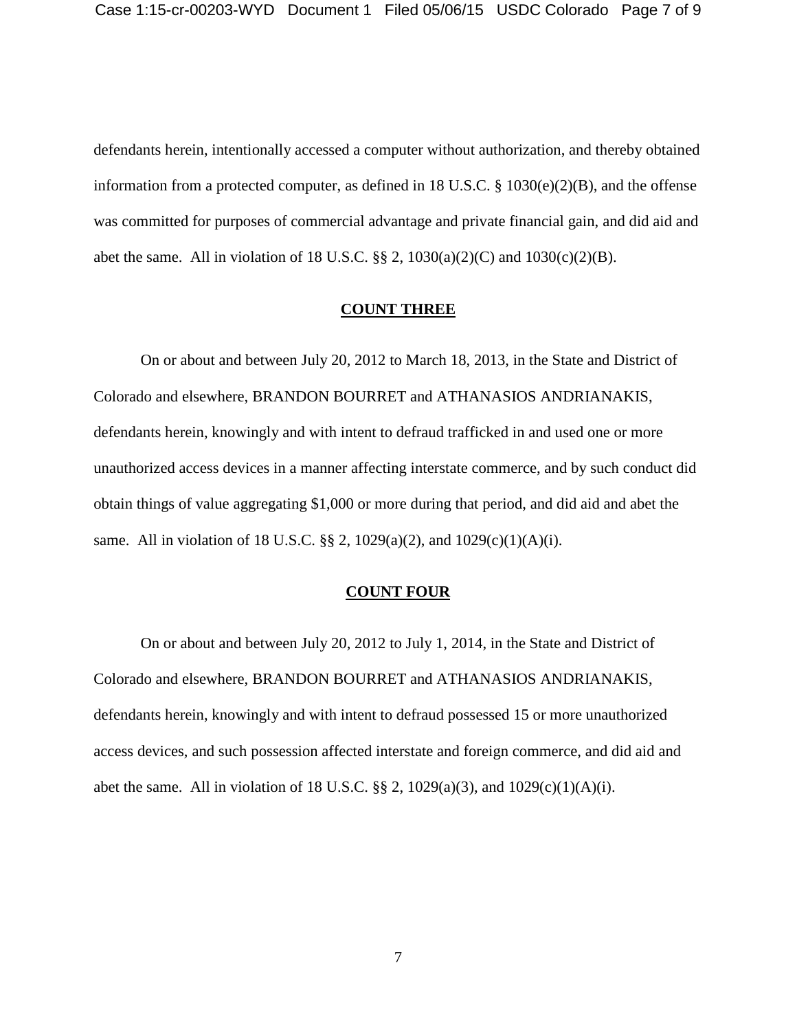defendants herein, intentionally accessed a computer without authorization, and thereby obtained information from a protected computer, as defined in 18 U.S.C. § 1030(e)(2)(B), and the offense was committed for purposes of commercial advantage and private financial gain, and did aid and abet the same. All in violation of 18 U.S.C. §§ 2, 1030(a)(2)(C) and 1030(c)(2)(B).

## COUNT THREE

On or about and between July 20, 2012 to March 18, 2013, in the State and District of Colorado and elsewhere, BRANDON BOURRET and ATHANASIOS ANDRIANAKIS, defendants herein, knowingly and with intent to defraud trafficked in and used one or more unauthorized access devices in a manner affecting interstate commerce, and by such conduct did obtain things of value aggregating $1,000 or more during that period, and did aid and abet the same. All in violation of 18 U.S.C. §§ 2, 1029(a)(2), and 1029(c)(1)(A)(i).

## COUNT FOUR

On or about and between July 20, 2012 to July 1, 2014, in the State and District of Colorado and elsewhere, BRANDON BOURRET and ATHANASIOS ANDRIANAKIS, defendants herein, knowingly and with intent to defraud possessed 15 or more unauthorized access devices, and such possession affected interstate and foreign commerce, and did aid and abet the same. All in violation of 18 U.S.C. §§ 2, 1029(a)(3), and 1029(c)(1)(A)(i).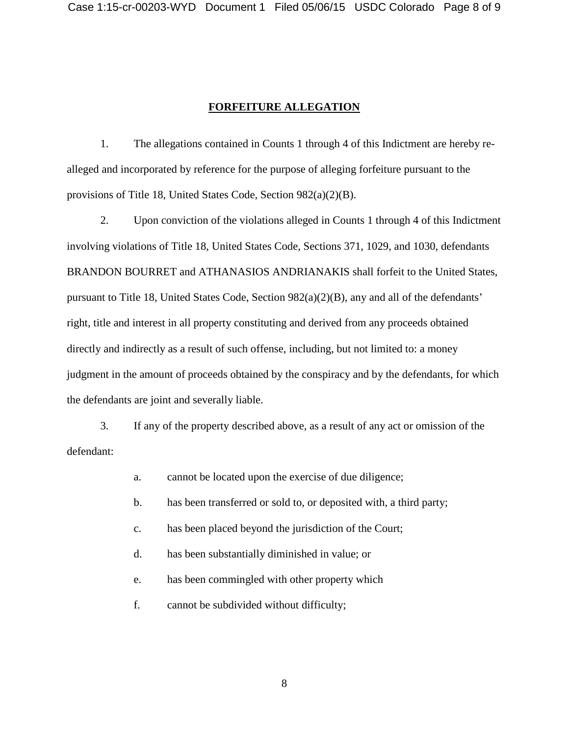## FORFEITURE ALLEGATION

1. The allegations contained in Counts 1 through 4 of this Indictment are hereby re-alleged and incorporated by reference for the purpose of alleging forfeiture pursuant to the provisions of Title 18, United States Code, Section 982(a)(2)(B).

2. Upon conviction of the violations alleged in Counts 1 through 4 of this Indictment involving violations of Title 18, United States Code, Sections 371, 1029, and 1030, defendants BRANDON BOURRET and ATHANASIOS ANDRIANAKIS shall forfeit to the United States, pursuant to Title 18, United States Code, Section 982(a)(2)(B), any and all of the defendants' right, title and interest in all property constituting and derived from any proceeds obtained directly and indirectly as a result of such offense, including, but not limited to: a money judgment in the amount of proceeds obtained by the conspiracy and by the defendants, for which the defendants are joint and severally liable.

3. If any of the property described above, as a result of any act or omission of the defendant:

  a. cannot be located upon the exercise of due diligence;

  b. has been transferred or sold to, or deposited with, a third party;

  c. has been placed beyond the jurisdiction of the Court;

  d. has been substantially diminished in value; or

  e. has been commingled with other property which

  f. cannot be subdivided without difficulty;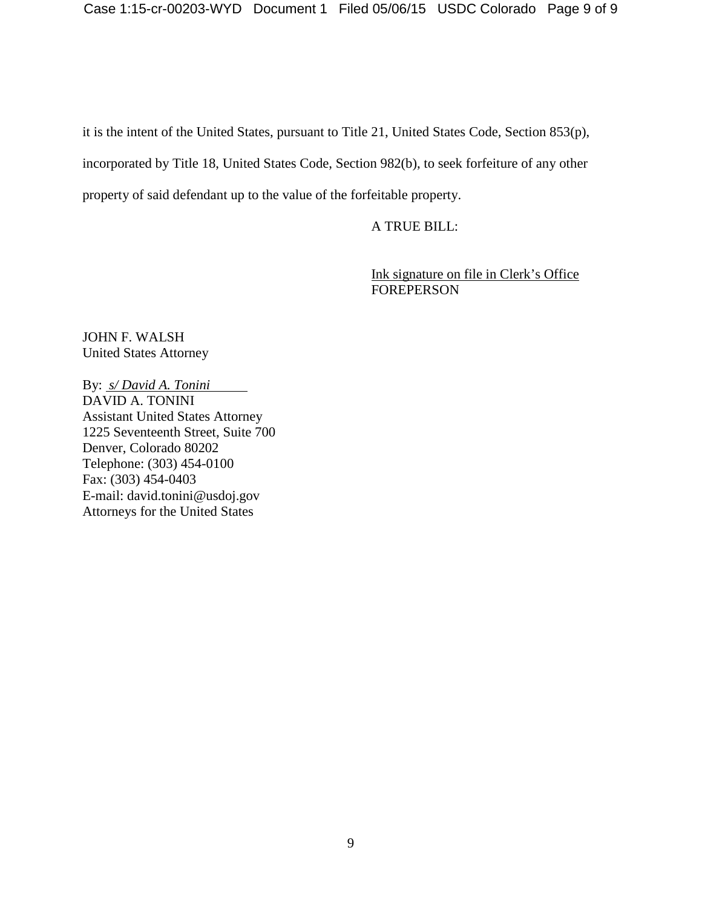it is the intent of the United States, pursuant to Title 21, United States Code, Section 853(p), incorporated by Title 18, United States Code, Section 982(b), to seek forfeiture of any other property of said defendant up to the value of the forfeitable property.

A TRUE BILL:

Ink signature on file in Clerk's Office
FOREPERSON

JOHN F. WALSH
United States Attorney

By: *s/ David A. Tonini*
DAVID A. TONINI
Assistant United States Attorney
1225 Seventeenth Street, Suite 700
Denver, Colorado 80202
Telephone: (303) 454-0100
Fax: (303) 454-0403
E-mail: david.tonini@usdoj.gov
Attorneys for the United States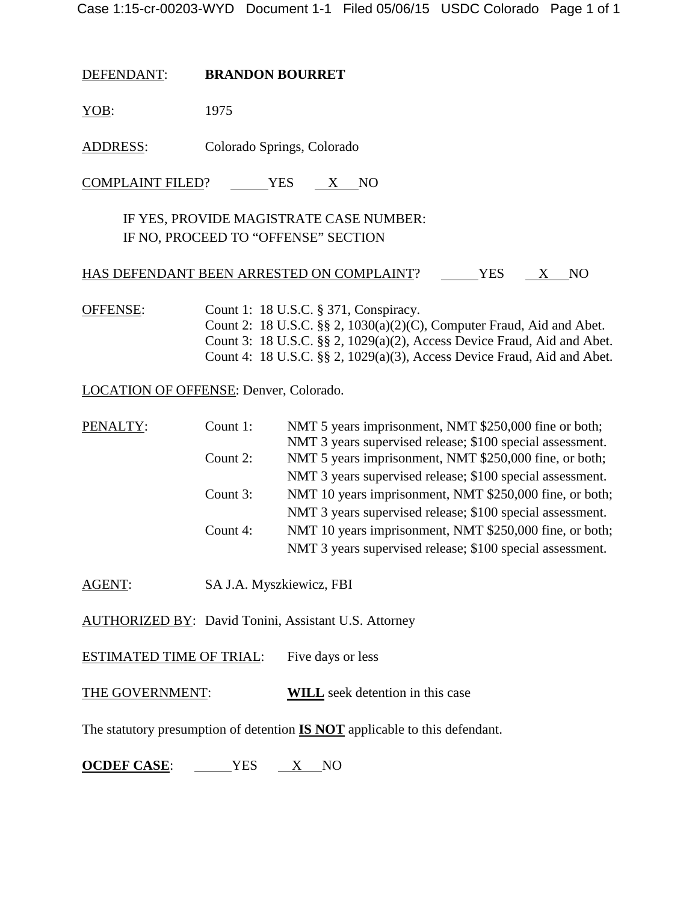DEFENDANT: **BRANDON BOURRET**

YOB: 1975

ADDRESS: Colorado Springs, Colorado

COMPLAINT FILED? ____ YES __X__ NO

IF YES, PROVIDE MAGISTRATE CASE NUMBER:
IF NO, PROCEED TO "OFFENSE" SECTION

HAS DEFENDANT BEEN ARRESTED ON COMPLAINT? ____ YES __X__ NO

OFFENSE:
Count 1: 18 U.S.C. § 371, Conspiracy.
Count 2: 18 U.S.C. §§ 2, 1030(a)(2)(C), Computer Fraud, Aid and Abet.
Count 3: 18 U.S.C. §§ 2, 1029(a)(2), Access Device Fraud, Aid and Abet.
Count 4: 18 U.S.C. §§ 2, 1029(a)(3), Access Device Fraud, Aid and Abet.

LOCATION OF OFFENSE: Denver, Colorado.

PENALTY:

| | |
|---|---|
| Count 1: | NMT 5 years imprisonment, NMT $250,000 fine or both; NMT 3 years supervised release; $100 special assessment. |
| Count 2: | NMT 5 years imprisonment, NMT $250,000 fine, or both; NMT 3 years supervised release; $100 special assessment. |
| Count 3: | NMT 10 years imprisonment, NMT $250,000 fine, or both; NMT 3 years supervised release; $100 special assessment. |
| Count 4: | NMT 10 years imprisonment, NMT $250,000 fine, or both; NMT 3 years supervised release; $100 special assessment. |

AGENT: SA J.A. Myszkiewicz, FBI

AUTHORIZED BY: David Tonini, Assistant U.S. Attorney

ESTIMATED TIME OF TRIAL: Five days or less

THE GOVERNMENT: **WILL** seek detention in this case

The statutory presumption of detention **IS NOT** applicable to this defendant.

**OCDEF CASE**: ____ YES __X__ NO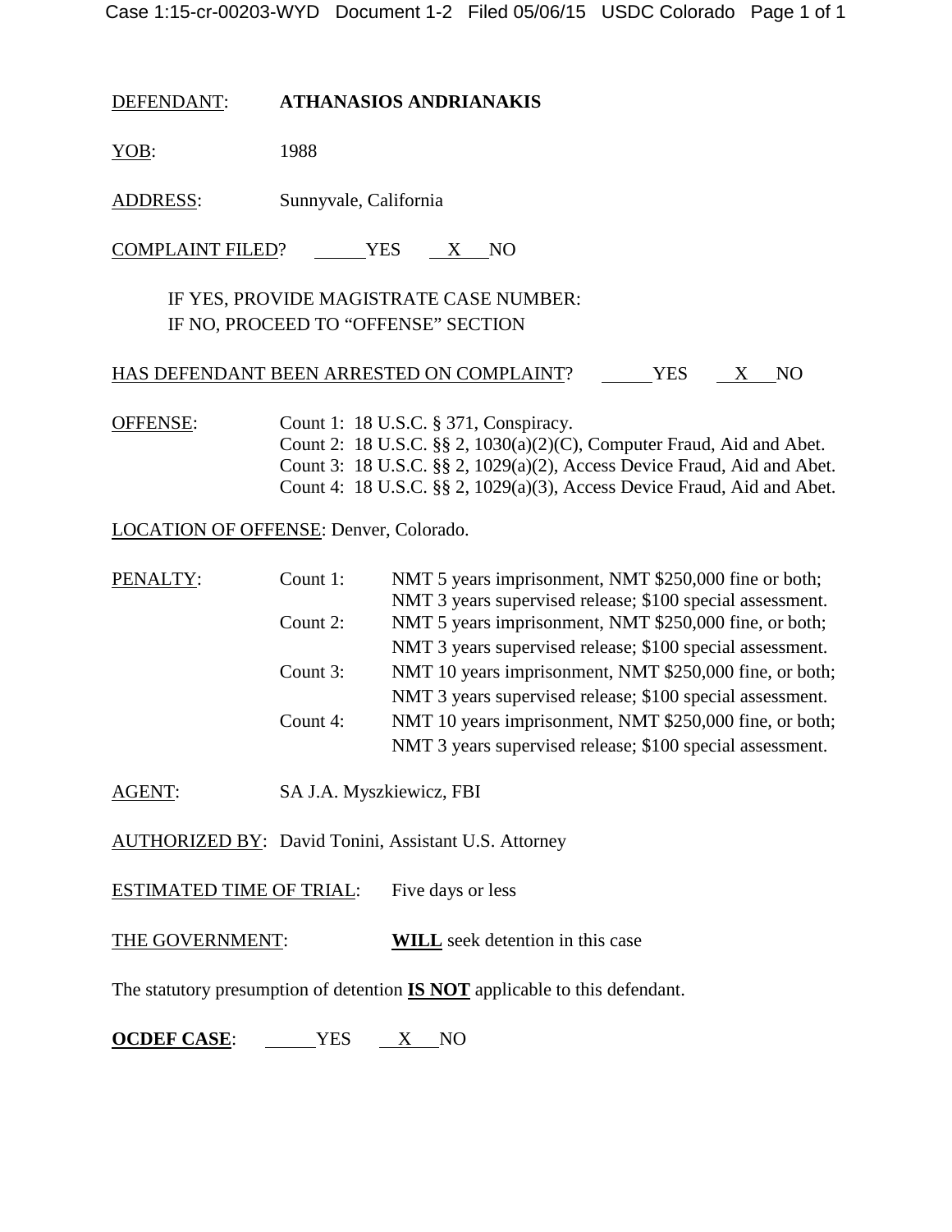DEFENDANT: **ATHANASIOS ANDRIANAKIS**

YOB: 1988

ADDRESS: Sunnyvale, California

COMPLAINT FILED? ______YES __X__NO

IF YES, PROVIDE MAGISTRATE CASE NUMBER:
IF NO, PROCEED TO "OFFENSE" SECTION

HAS DEFENDANT BEEN ARRESTED ON COMPLAINT? ______YES __X__NO

OFFENSE:
Count 1: 18 U.S.C. § 371, Conspiracy.
Count 2: 18 U.S.C. §§ 2, 1030(a)(2)(C), Computer Fraud, Aid and Abet.
Count 3: 18 U.S.C. §§ 2, 1029(a)(2), Access Device Fraud, Aid and Abet.
Count 4: 18 U.S.C. §§ 2, 1029(a)(3), Access Device Fraud, Aid and Abet.

LOCATION OF OFFENSE: Denver, Colorado.

PENALTY:

| | |
|---|---|
| Count 1: | NMT 5 years imprisonment, NMT $250,000 fine or both; NMT 3 years supervised release; $100 special assessment. |
| Count 2: | NMT 5 years imprisonment, NMT $250,000 fine, or both; NMT 3 years supervised release; $100 special assessment. |
| Count 3: | NMT 10 years imprisonment, NMT $250,000 fine, or both; NMT 3 years supervised release; $100 special assessment. |
| Count 4: | NMT 10 years imprisonment, NMT $250,000 fine, or both; NMT 3 years supervised release; $100 special assessment. |

AGENT: SA J.A. Myszkiewicz, FBI

AUTHORIZED BY: David Tonini, Assistant U.S. Attorney

ESTIMATED TIME OF TRIAL: Five days or less

THE GOVERNMENT: **WILL** seek detention in this case

The statutory presumption of detention **IS NOT** applicable to this defendant.

**OCDEF CASE**: ______YES __X__NO